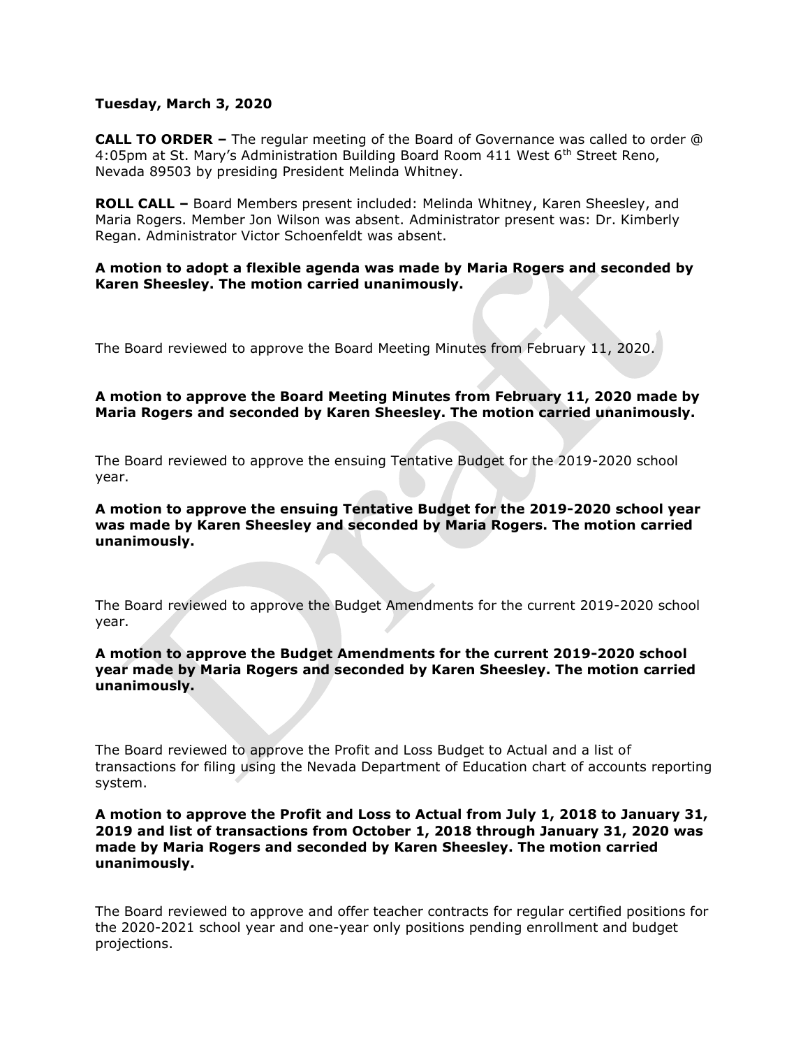**Tuesday, March 3, 2020**

**CALL TO ORDER –** The regular meeting of the Board of Governance was called to order @ 4:05pm at St. Mary's Administration Building Board Room 411 West 6th Street Reno, Nevada 89503 by presiding President Melinda Whitney.

**ROLL CALL –** Board Members present included: Melinda Whitney, Karen Sheesley, and Maria Rogers. Member Jon Wilson was absent. Administrator present was: Dr. Kimberly Regan. Administrator Victor Schoenfeldt was absent.

**A motion to adopt a flexible agenda was made by Maria Rogers and seconded by Karen Sheesley. The motion carried unanimously.**

The Board reviewed to approve the Board Meeting Minutes from February 11, 2020.

**A motion to approve the Board Meeting Minutes from February 11, 2020 made by Maria Rogers and seconded by Karen Sheesley. The motion carried unanimously.**

The Board reviewed to approve the ensuing Tentative Budget for the 2019-2020 school year.

**A motion to approve the ensuing Tentative Budget for the 2019-2020 school year was made by Karen Sheesley and seconded by Maria Rogers. The motion carried unanimously.**

The Board reviewed to approve the Budget Amendments for the current 2019-2020 school year.

**A motion to approve the Budget Amendments for the current 2019-2020 school year made by Maria Rogers and seconded by Karen Sheesley. The motion carried unanimously.**

The Board reviewed to approve the Profit and Loss Budget to Actual and a list of transactions for filing using the Nevada Department of Education chart of accounts reporting system.

**A motion to approve the Profit and Loss to Actual from July 1, 2018 to January 31, 2019 and list of transactions from October 1, 2018 through January 31, 2020 was made by Maria Rogers and seconded by Karen Sheesley. The motion carried unanimously.**

The Board reviewed to approve and offer teacher contracts for regular certified positions for the 2020-2021 school year and one-year only positions pending enrollment and budget projections.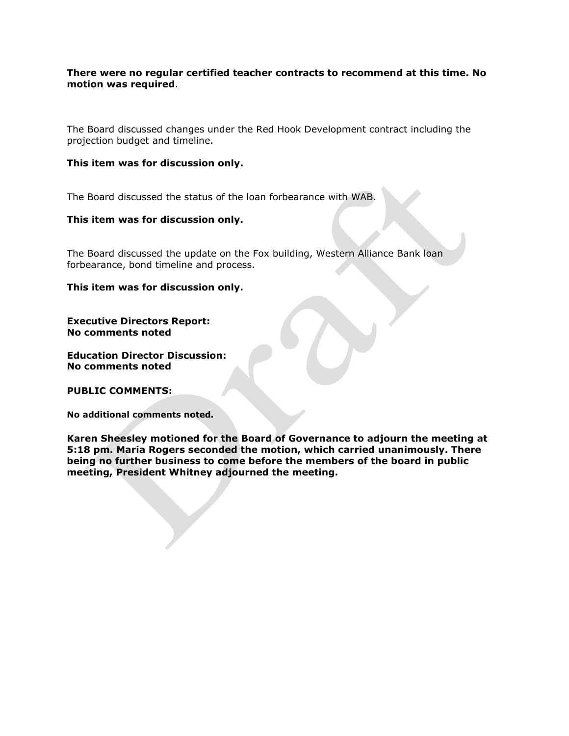**There were no regular certified teacher contracts to recommend at this time. No motion was required**.

The Board discussed changes under the Red Hook Development contract including the projection budget and timeline.

**This item was for discussion only.**

The Board discussed the status of the loan forbearance with WAB.

**This item was for discussion only.**

The Board discussed the update on the Fox building, Western Alliance Bank loan forbearance, bond timeline and process.

**This item was for discussion only.**

**Executive Directors Report:**
**No comments noted**

**Education Director Discussion:**
**No comments noted**

**PUBLIC COMMENTS:**

**No additional comments noted.**

**Karen Sheesley motioned for the Board of Governance to adjourn the meeting at 5:18 pm. Maria Rogers seconded the motion, which carried unanimously. There being no further business to come before the members of the board in public meeting, President Whitney adjourned the meeting.**